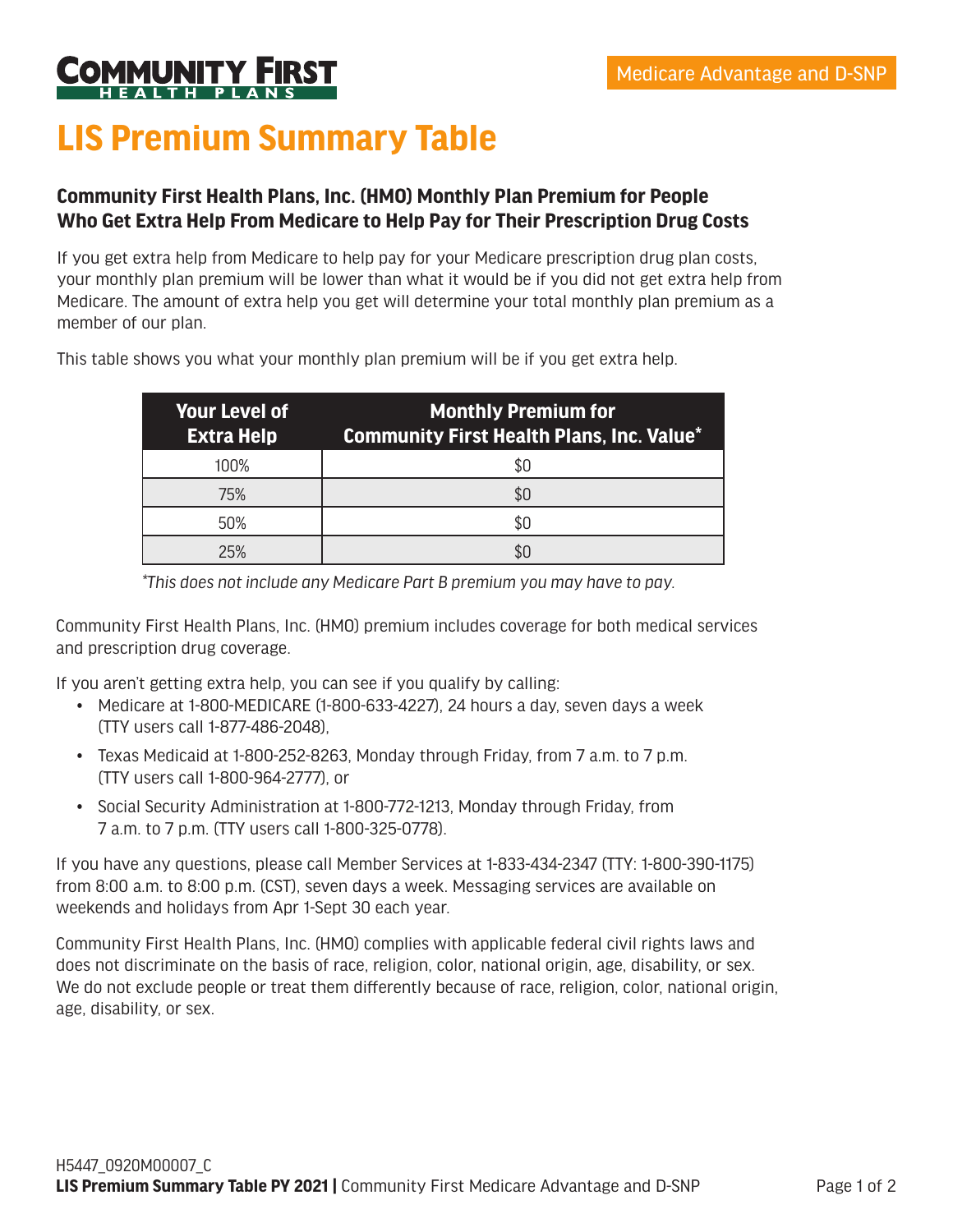COMMUNITY FIRST HEALTH PLANS

Medicare Advantage and D-SNP

# LIS Premium Summary Table

### Community First Health Plans, Inc. (HMO) Monthly Plan Premium for People Who Get Extra Help From Medicare to Help Pay for Their Prescription Drug Costs

If you get extra help from Medicare to help pay for your Medicare prescription drug plan costs, your monthly plan premium will be lower than what it would be if you did not get extra help from Medicare. The amount of extra help you get will determine your total monthly plan premium as a member of our plan.

This table shows you what your monthly plan premium will be if you get extra help.

| Your Level of Extra Help | Monthly Premium for Community First Health Plans, Inc. Value* |
|---|---|
| 100% | $0 |
| 75% | $0 |
| 50% | $0 |
| 25% | $0 |

*\*This does not include any Medicare Part B premium you may have to pay.*

Community First Health Plans, Inc. (HMO) premium includes coverage for both medical services and prescription drug coverage.

If you aren't getting extra help, you can see if you qualify by calling:

- Medicare at 1-800-MEDICARE (1-800-633-4227), 24 hours a day, seven days a week (TTY users call 1-877-486-2048),
- Texas Medicaid at 1-800-252-8263, Monday through Friday, from 7 a.m. to 7 p.m. (TTY users call 1-800-964-2777), or
- Social Security Administration at 1-800-772-1213, Monday through Friday, from 7 a.m. to 7 p.m. (TTY users call 1-800-325-0778).

If you have any questions, please call Member Services at 1-833-434-2347 (TTY: 1-800-390-1175) from 8:00 a.m. to 8:00 p.m. (CST), seven days a week. Messaging services are available on weekends and holidays from Apr 1-Sept 30 each year.

Community First Health Plans, Inc. (HMO) complies with applicable federal civil rights laws and does not discriminate on the basis of race, religion, color, national origin, age, disability, or sex. We do not exclude people or treat them differently because of race, religion, color, national origin, age, disability, or sex.

H5447_0920M00007_C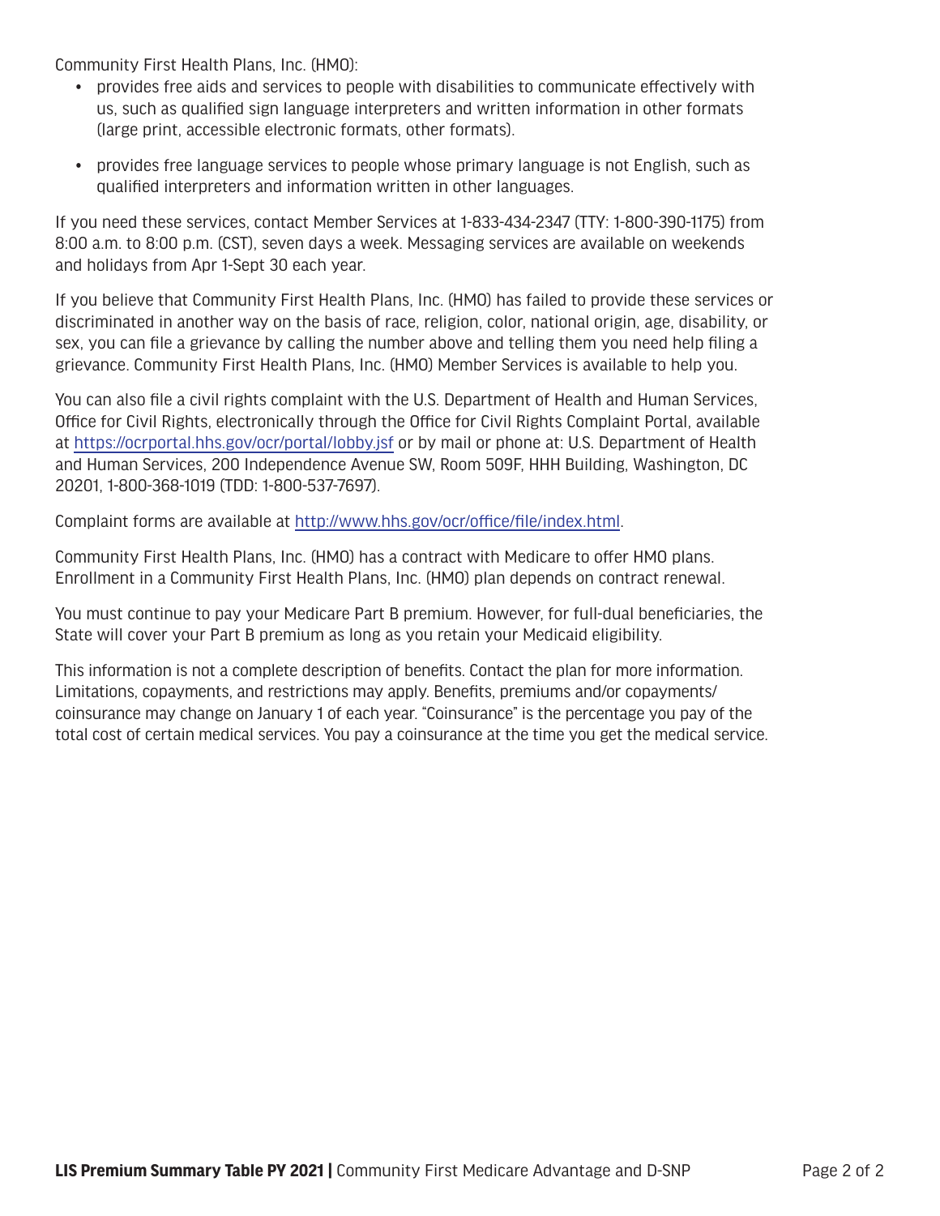Community First Health Plans, Inc. (HMO):

- provides free aids and services to people with disabilities to communicate effectively with us, such as qualified sign language interpreters and written information in other formats (large print, accessible electronic formats, other formats).
- provides free language services to people whose primary language is not English, such as qualified interpreters and information written in other languages.

If you need these services, contact Member Services at 1-833-434-2347 (TTY: 1-800-390-1175) from 8:00 a.m. to 8:00 p.m. (CST), seven days a week. Messaging services are available on weekends and holidays from Apr 1-Sept 30 each year.

If you believe that Community First Health Plans, Inc. (HMO) has failed to provide these services or discriminated in another way on the basis of race, religion, color, national origin, age, disability, or sex, you can file a grievance by calling the number above and telling them you need help filing a grievance. Community First Health Plans, Inc. (HMO) Member Services is available to help you.

You can also file a civil rights complaint with the U.S. Department of Health and Human Services, Office for Civil Rights, electronically through the Office for Civil Rights Complaint Portal, available at https://ocrportal.hhs.gov/ocr/portal/lobby.jsf or by mail or phone at: U.S. Department of Health and Human Services, 200 Independence Avenue SW, Room 509F, HHH Building, Washington, DC 20201, 1-800-368-1019 (TDD: 1-800-537-7697).

Complaint forms are available at http://www.hhs.gov/ocr/office/file/index.html.

Community First Health Plans, Inc. (HMO) has a contract with Medicare to offer HMO plans. Enrollment in a Community First Health Plans, Inc. (HMO) plan depends on contract renewal.

You must continue to pay your Medicare Part B premium. However, for full-dual beneficiaries, the State will cover your Part B premium as long as you retain your Medicaid eligibility.

This information is not a complete description of benefits. Contact the plan for more information. Limitations, copayments, and restrictions may apply. Benefits, premiums and/or copayments/coinsurance may change on January 1 of each year. "Coinsurance" is the percentage you pay of the total cost of certain medical services. You pay a coinsurance at the time you get the medical service.